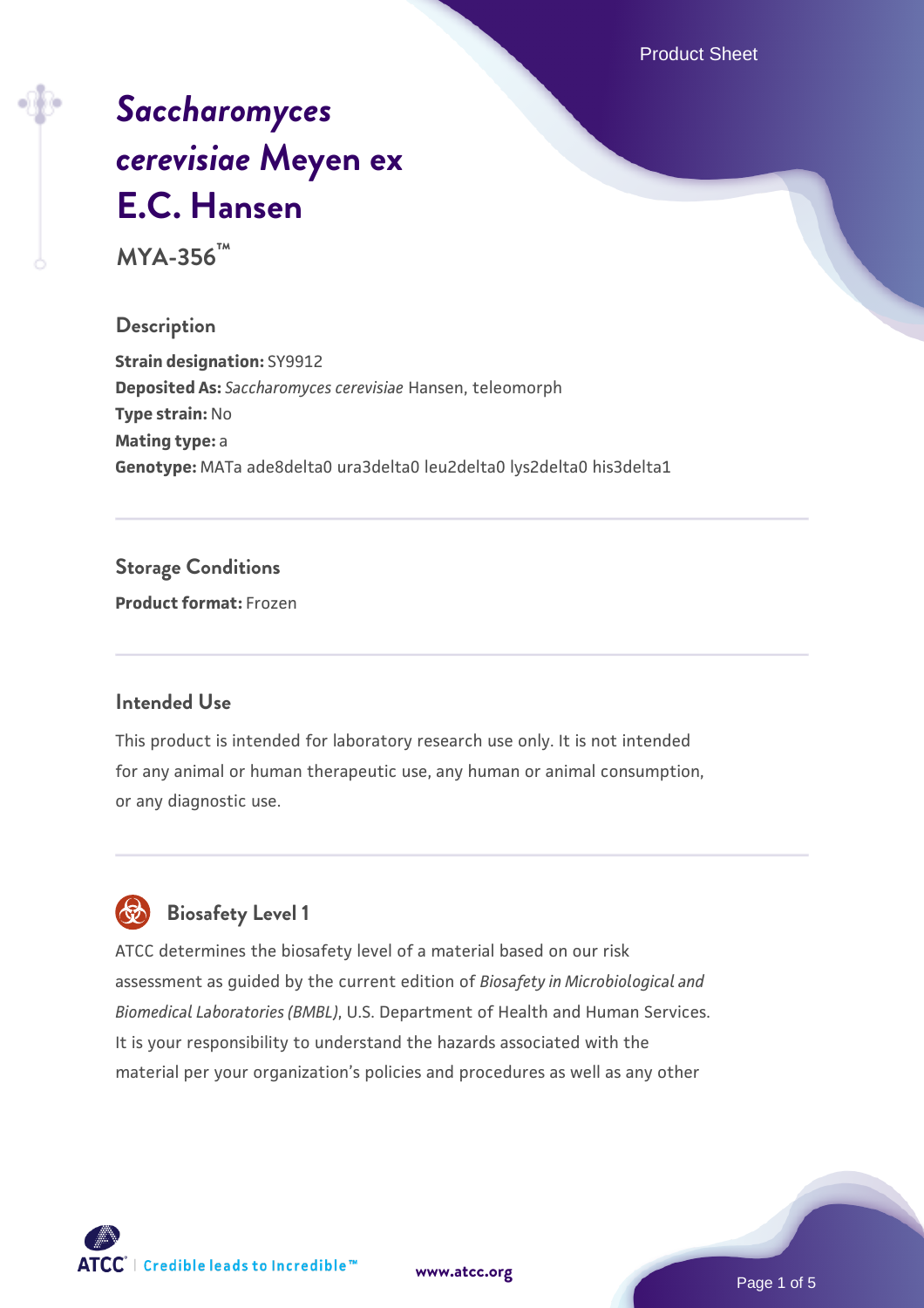# *Saccharomyces cerevisiae* Meyen ex E.C. Hansen

**MYA-356™**

## Description

**Strain designation:** SY9912
**Deposited As:** *Saccharomyces cerevisiae* Hansen, teleomorph
**Type strain:** No
**Mating type:** a
**Genotype:** MATa ade8delta0 ura3delta0 leu2delta0 lys2delta0 his3delta1

## Storage Conditions

**Product format:** Frozen

## Intended Use

This product is intended for laboratory research use only. It is not intended for any animal or human therapeutic use, any human or animal consumption, or any diagnostic use.

## Biosafety Level 1

ATCC determines the biosafety level of a material based on our risk assessment as guided by the current edition of *Biosafety in Microbiological and Biomedical Laboratories (BMBL)*, U.S. Department of Health and Human Services. It is your responsibility to understand the hazards associated with the material per your organization's policies and procedures as well as any other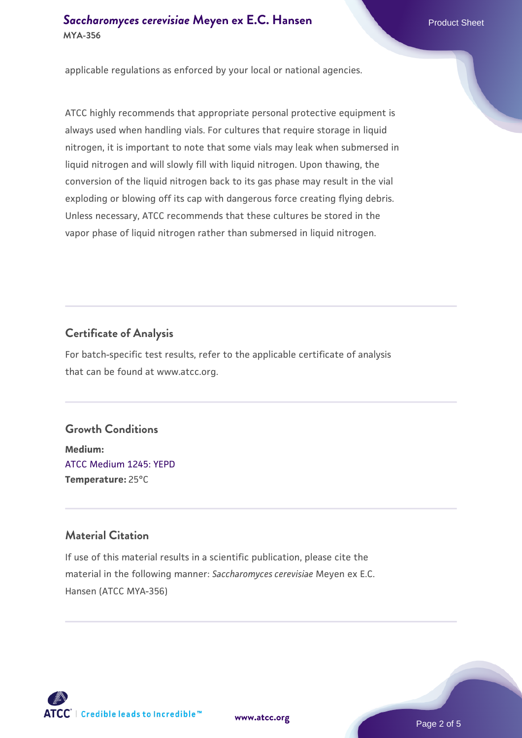applicable regulations as enforced by your local or national agencies.

ATCC highly recommends that appropriate personal protective equipment is always used when handling vials. For cultures that require storage in liquid nitrogen, it is important to note that some vials may leak when submersed in liquid nitrogen and will slowly fill with liquid nitrogen. Upon thawing, the conversion of the liquid nitrogen back to its gas phase may result in the vial exploding or blowing off its cap with dangerous force creating flying debris. Unless necessary, ATCC recommends that these cultures be stored in the vapor phase of liquid nitrogen rather than submersed in liquid nitrogen.

## Certificate of Analysis

For batch-specific test results, refer to the applicable certificate of analysis that can be found at www.atcc.org.

## Growth Conditions

**Medium:**
ATCC Medium 1245: YEPD
**Temperature:** 25°C

## Material Citation

If use of this material results in a scientific publication, please cite the material in the following manner: *Saccharomyces cerevisiae* Meyen ex E.C. Hansen (ATCC MYA-356)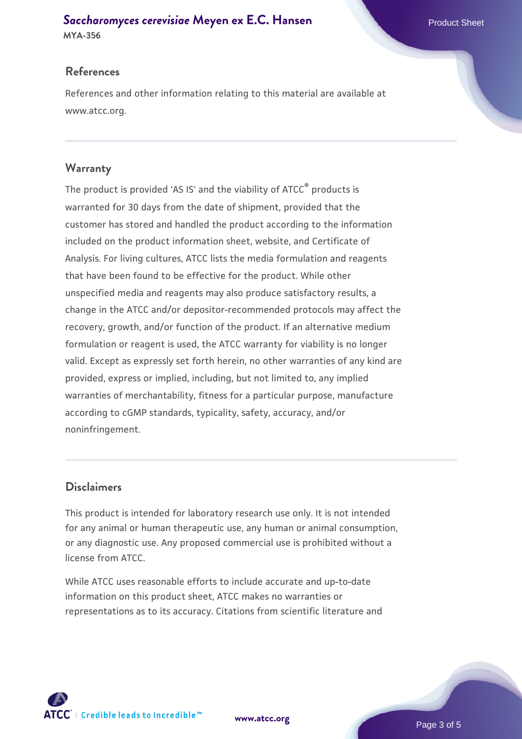## References

References and other information relating to this material are available at www.atcc.org.

## Warranty

The product is provided 'AS IS' and the viability of ATCC® products is warranted for 30 days from the date of shipment, provided that the customer has stored and handled the product according to the information included on the product information sheet, website, and Certificate of Analysis. For living cultures, ATCC lists the media formulation and reagents that have been found to be effective for the product. While other unspecified media and reagents may also produce satisfactory results, a change in the ATCC and/or depositor-recommended protocols may affect the recovery, growth, and/or function of the product. If an alternative medium formulation or reagent is used, the ATCC warranty for viability is no longer valid. Except as expressly set forth herein, no other warranties of any kind are provided, express or implied, including, but not limited to, any implied warranties of merchantability, fitness for a particular purpose, manufacture according to cGMP standards, typicality, safety, accuracy, and/or noninfringement.

## Disclaimers

This product is intended for laboratory research use only. It is not intended for any animal or human therapeutic use, any human or animal consumption, or any diagnostic use. Any proposed commercial use is prohibited without a license from ATCC.

While ATCC uses reasonable efforts to include accurate and up-to-date information on this product sheet, ATCC makes no warranties or representations as to its accuracy. Citations from scientific literature and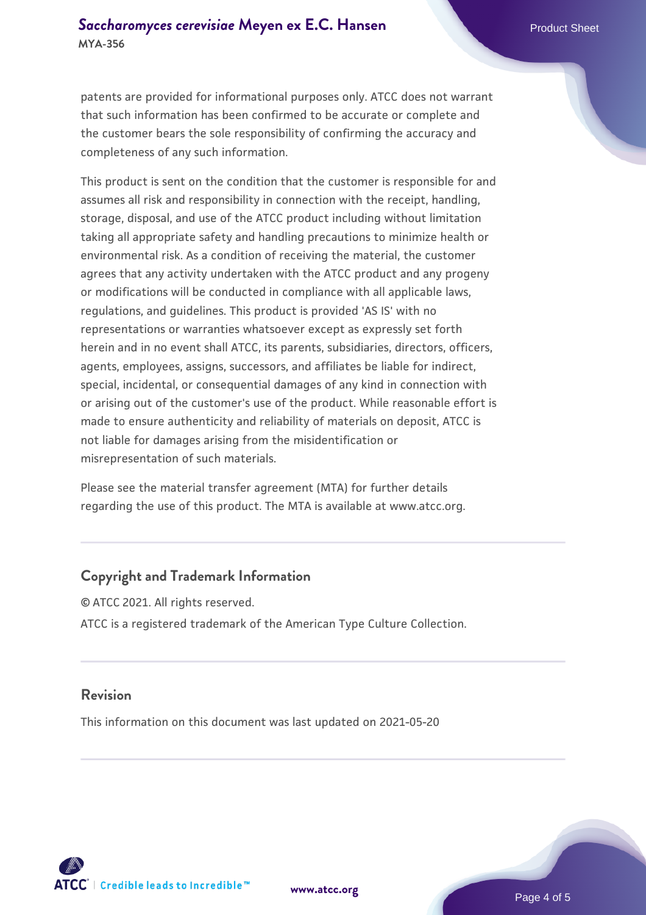patents are provided for informational purposes only. ATCC does not warrant that such information has been confirmed to be accurate or complete and the customer bears the sole responsibility of confirming the accuracy and completeness of any such information.

This product is sent on the condition that the customer is responsible for and assumes all risk and responsibility in connection with the receipt, handling, storage, disposal, and use of the ATCC product including without limitation taking all appropriate safety and handling precautions to minimize health or environmental risk. As a condition of receiving the material, the customer agrees that any activity undertaken with the ATCC product and any progeny or modifications will be conducted in compliance with all applicable laws, regulations, and guidelines. This product is provided 'AS IS' with no representations or warranties whatsoever except as expressly set forth herein and in no event shall ATCC, its parents, subsidiaries, directors, officers, agents, employees, assigns, successors, and affiliates be liable for indirect, special, incidental, or consequential damages of any kind in connection with or arising out of the customer's use of the product. While reasonable effort is made to ensure authenticity and reliability of materials on deposit, ATCC is not liable for damages arising from the misidentification or misrepresentation of such materials.

Please see the material transfer agreement (MTA) for further details regarding the use of this product. The MTA is available at www.atcc.org.

## Copyright and Trademark Information

© ATCC 2021. All rights reserved.

ATCC is a registered trademark of the American Type Culture Collection.

## Revision

This information on this document was last updated on 2021-05-20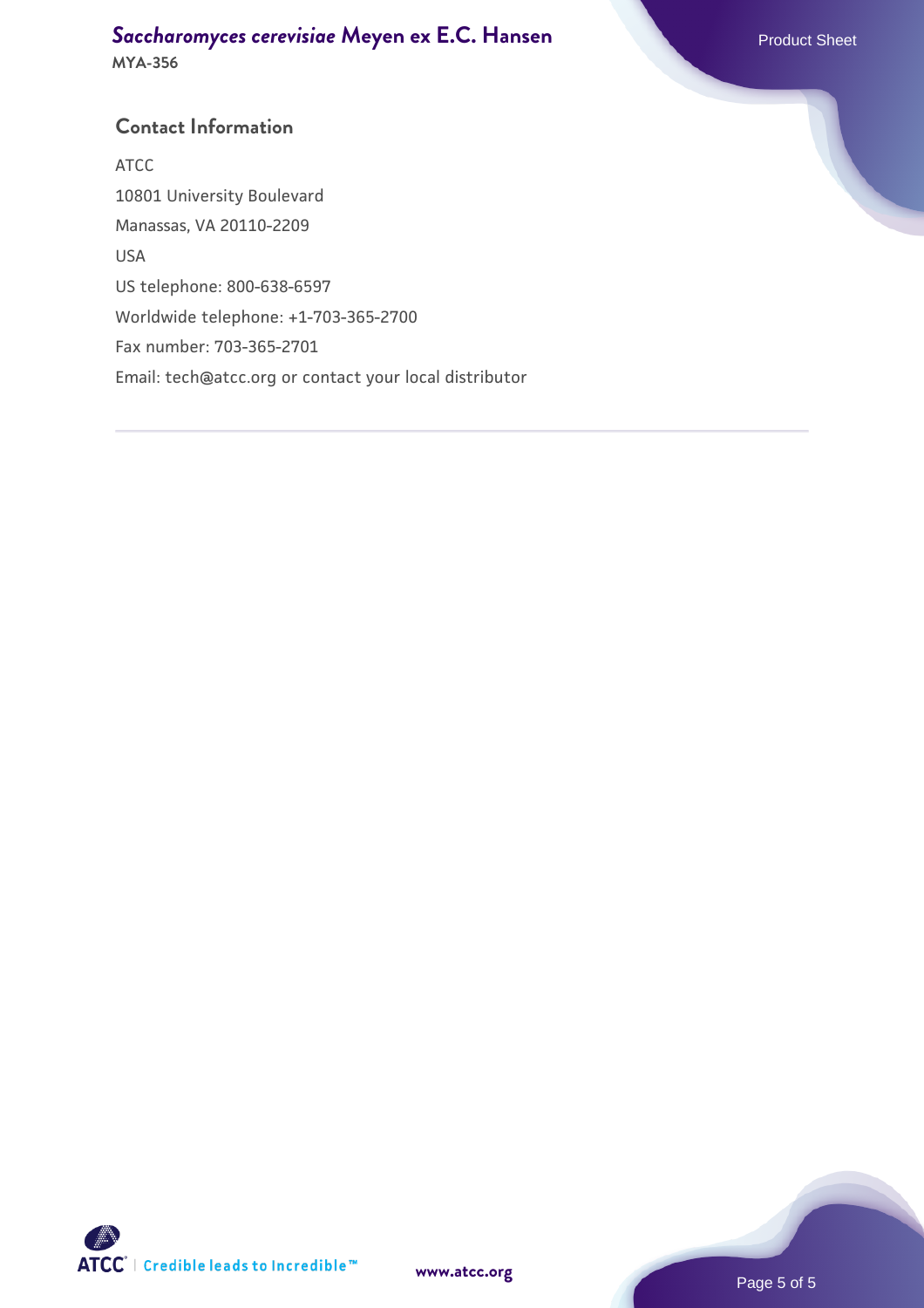## Contact Information

ATCC

10801 University Boulevard

Manassas, VA 20110-2209

USA

US telephone: 800-638-6597

Worldwide telephone: +1-703-365-2700

Fax number: 703-365-2701

Email: tech@atcc.org or contact your local distributor